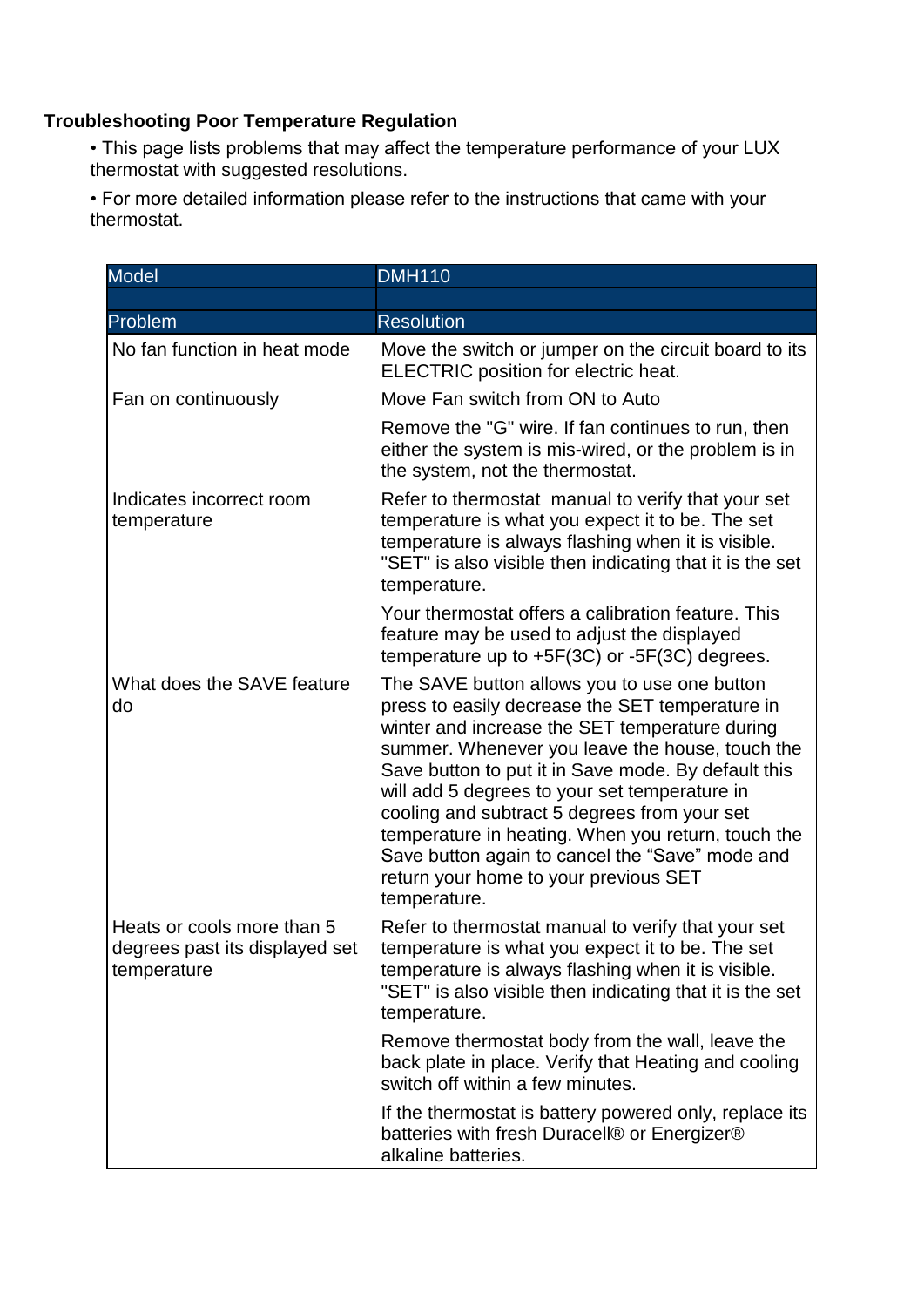**Troubleshooting Poor Temperature Regulation**

- This page lists problems that may affect the temperature performance of your LUX thermostat with suggested resolutions.
- For more detailed information please refer to the instructions that came with your thermostat.

| Model | DMH110 |
| --- | --- |
| | |
| **Problem** | **Resolution** |
| No fan function in heat mode | Move the switch or jumper on the circuit board to its ELECTRIC position for electric heat. |
| Fan on continuously | Move Fan switch from ON to Auto |
| | Remove the "G" wire. If fan continues to run, then either the system is mis-wired, or the problem is in the system, not the thermostat. |
| Indicates incorrect room temperature | Refer to thermostat manual to verify that your set temperature is what you expect it to be. The set temperature is always flashing when it is visible. "SET" is also visible then indicating that it is the set temperature. |
| | Your thermostat offers a calibration feature. This feature may be used to adjust the displayed temperature up to +5F(3C) or -5F(3C) degrees. |
| What does the SAVE feature do | The SAVE button allows you to use one button press to easily decrease the SET temperature in winter and increase the SET temperature during summer. Whenever you leave the house, touch the Save button to put it in Save mode. By default this will add 5 degrees to your set temperature in cooling and subtract 5 degrees from your set temperature in heating. When you return, touch the Save button again to cancel the "Save" mode and return your home to your previous SET temperature. |
| Heats or cools more than 5 degrees past its displayed set temperature | Refer to thermostat manual to verify that your set temperature is what you expect it to be. The set temperature is always flashing when it is visible. "SET" is also visible then indicating that it is the set temperature. |
| | Remove thermostat body from the wall, leave the back plate in place. Verify that Heating and cooling switch off within a few minutes. |
| | If the thermostat is battery powered only, replace its batteries with fresh Duracell® or Energizer® alkaline batteries. |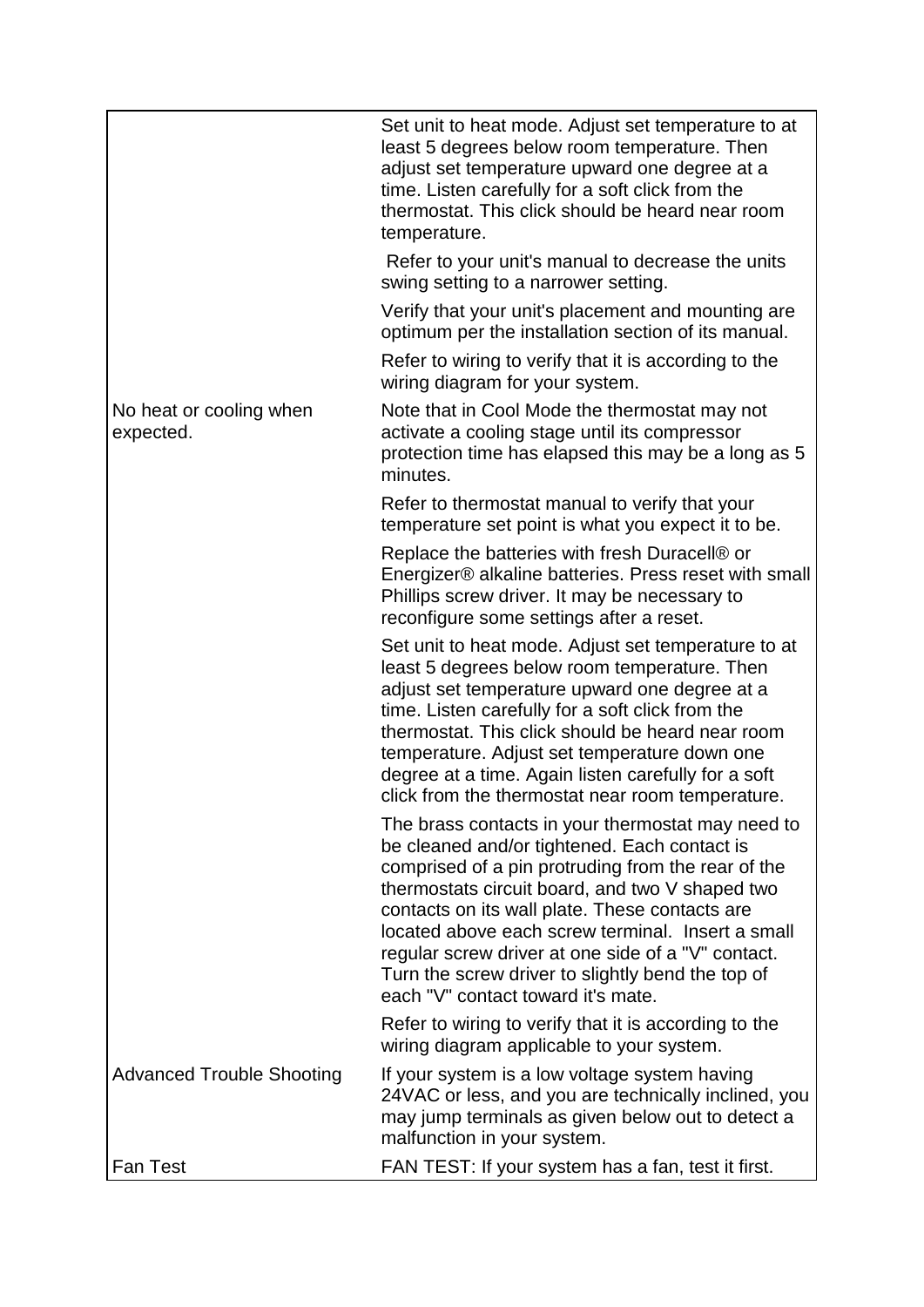| | |
|---|---|
| | Set unit to heat mode. Adjust set temperature to at least 5 degrees below room temperature. Then adjust set temperature upward one degree at a time. Listen carefully for a soft click from the thermostat. This click should be heard near room temperature. |
| | Refer to your unit's manual to decrease the units swing setting to a narrower setting. |
| | Verify that your unit's placement and mounting are optimum per the installation section of its manual. |
| | Refer to wiring to verify that it is according to the wiring diagram for your system. |
| No heat or cooling when expected. | Note that in Cool Mode the thermostat may not activate a cooling stage until its compressor protection time has elapsed this may be a long as 5 minutes. |
| | Refer to thermostat manual to verify that your temperature set point is what you expect it to be. |
| | Replace the batteries with fresh Duracell® or Energizer® alkaline batteries. Press reset with small Phillips screw driver. It may be necessary to reconfigure some settings after a reset. |
| | Set unit to heat mode. Adjust set temperature to at least 5 degrees below room temperature. Then adjust set temperature upward one degree at a time. Listen carefully for a soft click from the thermostat. This click should be heard near room temperature. Adjust set temperature down one degree at a time. Again listen carefully for a soft click from the thermostat near room temperature. |
| | The brass contacts in your thermostat may need to be cleaned and/or tightened. Each contact is comprised of a pin protruding from the rear of the thermostats circuit board, and two V shaped two contacts on its wall plate. These contacts are located above each screw terminal. Insert a small regular screw driver at one side of a "V" contact. Turn the screw driver to slightly bend the top of each "V" contact toward it's mate. |
| | Refer to wiring to verify that it is according to the wiring diagram applicable to your system. |
| Advanced Trouble Shooting | If your system is a low voltage system having 24VAC or less, and you are technically inclined, you may jump terminals as given below out to detect a malfunction in your system. |
| Fan Test | FAN TEST: If your system has a fan, test it first. |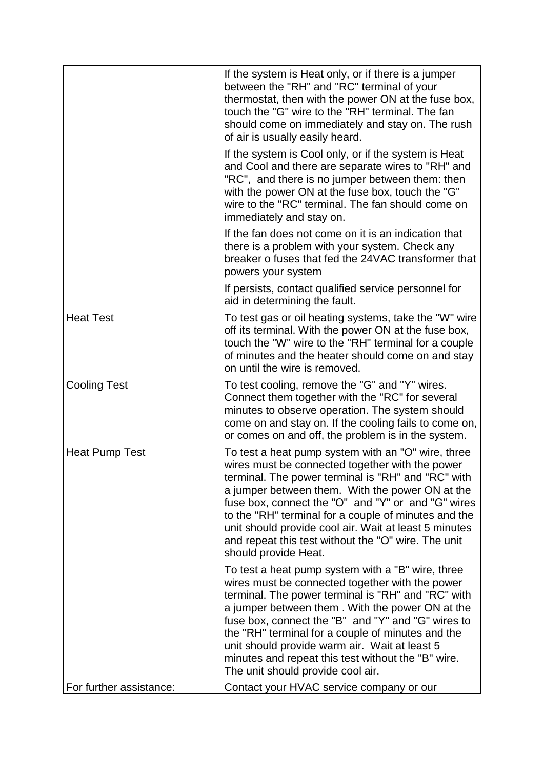| | |
|---|---|
| | If the system is Heat only, or if there is a jumper between the "RH" and "RC" terminal of your thermostat, then with the power ON at the fuse box, touch the "G" wire to the "RH" terminal. The fan should come on immediately and stay on. The rush of air is usually easily heard.<br><br>If the system is Cool only, or if the system is Heat and Cool and there are separate wires to "RH" and "RC", and there is no jumper between them: then with the power ON at the fuse box, touch the "G" wire to the "RC" terminal. The fan should come on immediately and stay on.<br><br>If the fan does not come on it is an indication that there is a problem with your system. Check any breaker o fuses that fed the 24VAC transformer that powers your system<br><br>If persists, contact qualified service personnel for aid in determining the fault. |
| Heat Test | To test gas or oil heating systems, take the "W" wire off its terminal. With the power ON at the fuse box, touch the "W" wire to the "RH" terminal for a couple of minutes and the heater should come on and stay on until the wire is removed. |
| Cooling Test | To test cooling, remove the "G" and "Y" wires. Connect them together with the "RC" for several minutes to observe operation. The system should come on and stay on. If the cooling fails to come on, or comes on and off, the problem is in the system. |
| Heat Pump Test | To test a heat pump system with an "O" wire, three wires must be connected together with the power terminal. The power terminal is "RH" and "RC" with a jumper between them. With the power ON at the fuse box, connect the "O" and "Y" or and "G" wires to the "RH" terminal for a couple of minutes and the unit should provide cool air. Wait at least 5 minutes and repeat this test without the "O" wire. The unit should provide Heat.<br><br>To test a heat pump system with a "B" wire, three wires must be connected together with the power terminal. The power terminal is "RH" and "RC" with a jumper between them . With the power ON at the fuse box, connect the "B" and "Y" and "G" wires to the "RH" terminal for a couple of minutes and the unit should provide warm air. Wait at least 5 minutes and repeat this test without the "B" wire. The unit should provide cool air. |
| For further assistance: | Contact your HVAC service company or our |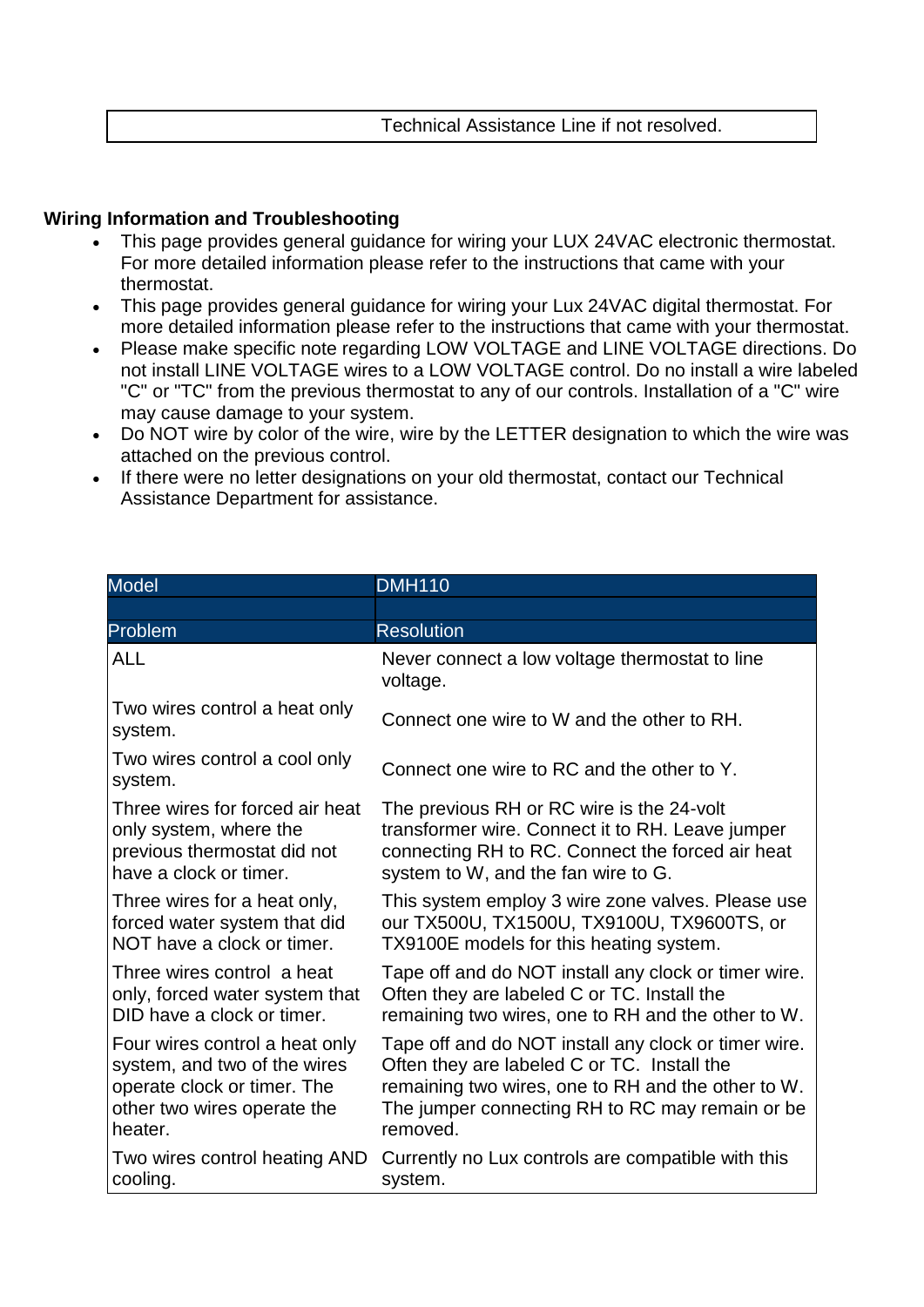| | Technical Assistance Line if not resolved. |
|---|---|

**Wiring Information and Troubleshooting**

- This page provides general guidance for wiring your LUX 24VAC electronic thermostat. For more detailed information please refer to the instructions that came with your thermostat.
- This page provides general guidance for wiring your Lux 24VAC digital thermostat. For more detailed information please refer to the instructions that came with your thermostat.
- Please make specific note regarding LOW VOLTAGE and LINE VOLTAGE directions. Do not install LINE VOLTAGE wires to a LOW VOLTAGE control. Do no install a wire labeled "C" or "TC" from the previous thermostat to any of our controls. Installation of a "C" wire may cause damage to your system.
- Do NOT wire by color of the wire, wire by the LETTER designation to which the wire was attached on the previous control.
- If there were no letter designations on your old thermostat, contact our Technical Assistance Department for assistance.

| Model | DMH110 |
|---|---|
| | |
| Problem | Resolution |
| ALL | Never connect a low voltage thermostat to line voltage. |
| Two wires control a heat only system. | Connect one wire to W and the other to RH. |
| Two wires control a cool only system. | Connect one wire to RC and the other to Y. |
| Three wires for forced air heat only system, where the previous thermostat did not have a clock or timer. | The previous RH or RC wire is the 24-volt transformer wire. Connect it to RH. Leave jumper connecting RH to RC. Connect the forced air heat system to W, and the fan wire to G. |
| Three wires for a heat only, forced water system that did NOT have a clock or timer. | This system employ 3 wire zone valves. Please use our TX500U, TX1500U, TX9100U, TX9600TS, or TX9100E models for this heating system. |
| Three wires control a heat only, forced water system that DID have a clock or timer. | Tape off and do NOT install any clock or timer wire. Often they are labeled C or TC. Install the remaining two wires, one to RH and the other to W. |
| Four wires control a heat only system, and two of the wires operate clock or timer. The other two wires operate the heater. | Tape off and do NOT install any clock or timer wire. Often they are labeled C or TC. Install the remaining two wires, one to RH and the other to W. The jumper connecting RH to RC may remain or be removed. |
| Two wires control heating AND cooling. | Currently no Lux controls are compatible with this system. |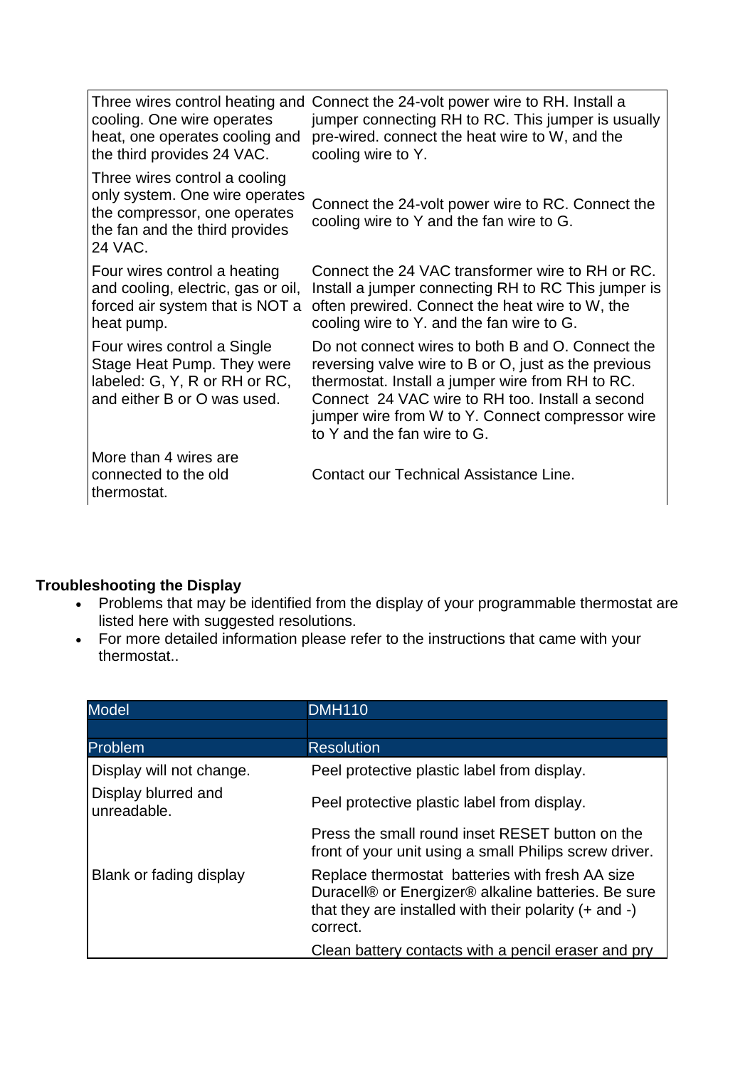| | |
|---|---|
| Three wires control heating and cooling. One wire operates heat, one operates cooling and the third provides 24 VAC. | Connect the 24-volt power wire to RH. Install a jumper connecting RH to RC. This jumper is usually pre-wired. connect the heat wire to W, and the cooling wire to Y. |
| Three wires control a cooling only system. One wire operates the compressor, one operates the fan and the third provides 24 VAC. | Connect the 24-volt power wire to RC. Connect the cooling wire to Y and the fan wire to G. |
| Four wires control a heating and cooling, electric, gas or oil, forced air system that is NOT a heat pump. | Connect the 24 VAC transformer wire to RH or RC. Install a jumper connecting RH to RC This jumper is often prewired. Connect the heat wire to W, the cooling wire to Y. and the fan wire to G. |
| Four wires control a Single Stage Heat Pump. They were labeled: G, Y, R or RH or RC, and either B or O was used. | Do not connect wires to both B and O. Connect the reversing valve wire to B or O, just as the previous thermostat. Install a jumper wire from RH to RC. Connect 24 VAC wire to RH too. Install a second jumper wire from W to Y. Connect compressor wire to Y and the fan wire to G. |
| More than 4 wires are connected to the old thermostat. | Contact our Technical Assistance Line. |

**Troubleshooting the Display**

- Problems that may be identified from the display of your programmable thermostat are listed here with suggested resolutions.
- For more detailed information please refer to the instructions that came with your thermostat..

| Model | DMH110 |
|---|---|
| | |
| Problem | Resolution |
| Display will not change. | Peel protective plastic label from display. |
| Display blurred and unreadable. | Peel protective plastic label from display. |
| | Press the small round inset RESET button on the front of your unit using a small Philips screw driver. |
| Blank or fading display | Replace thermostat batteries with fresh AA size Duracell® or Energizer® alkaline batteries. Be sure that they are installed with their polarity (+ and -) correct. |
| | Clean battery contacts with a pencil eraser and pry |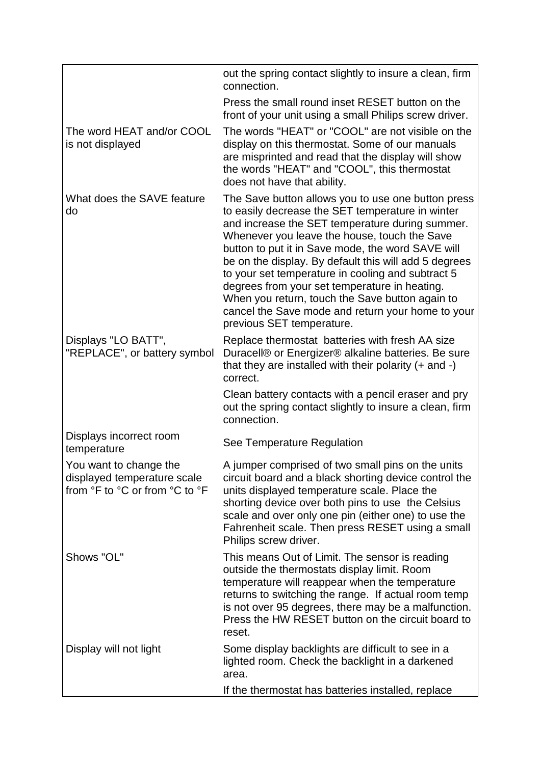| | |
|---|---|
| | out the spring contact slightly to insure a clean, firm connection. |
| | Press the small round inset RESET button on the front of your unit using a small Philips screw driver. |
| The word HEAT and/or COOL is not displayed | The words "HEAT" or "COOL" are not visible on the display on this thermostat. Some of our manuals are misprinted and read that the display will show the words "HEAT" and "COOL", this thermostat does not have that ability. |
| What does the SAVE feature do | The Save button allows you to use one button press to easily decrease the SET temperature in winter and increase the SET temperature during summer. Whenever you leave the house, touch the Save button to put it in Save mode, the word SAVE will be on the display. By default this will add 5 degrees to your set temperature in cooling and subtract 5 degrees from your set temperature in heating. When you return, touch the Save button again to cancel the Save mode and return your home to your previous SET temperature. |
| Displays "LO BATT", "REPLACE", or battery symbol | Replace thermostat batteries with fresh AA size Duracell® or Energizer® alkaline batteries. Be sure that they are installed with their polarity (+ and -) correct. |
| | Clean battery contacts with a pencil eraser and pry out the spring contact slightly to insure a clean, firm connection. |
| Displays incorrect room temperature | See Temperature Regulation |
| You want to change the displayed temperature scale from °F to °C or from °C to °F | A jumper comprised of two small pins on the units circuit board and a black shorting device control the units displayed temperature scale. Place the shorting device over both pins to use the Celsius scale and over only one pin (either one) to use the Fahrenheit scale. Then press RESET using a small Philips screw driver. |
| Shows "OL" | This means Out of Limit. The sensor is reading outside the thermostats display limit. Room temperature will reappear when the temperature returns to switching the range. If actual room temp is not over 95 degrees, there may be a malfunction. Press the HW RESET button on the circuit board to reset. |
| Display will not light | Some display backlights are difficult to see in a lighted room. Check the backlight in a darkened area. |
| | If the thermostat has batteries installed, replace |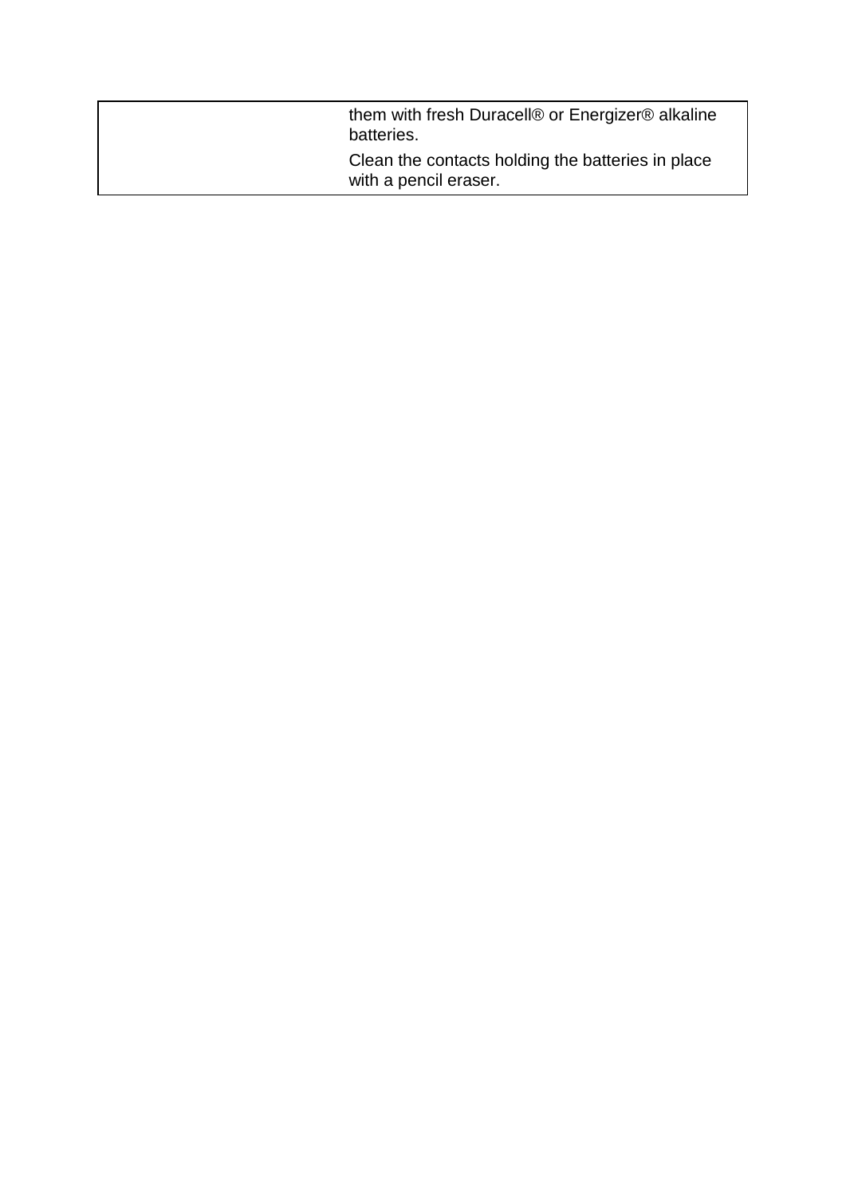| | |
|---|---|
| | them with fresh Duracell® or Energizer® alkaline batteries.<br>Clean the contacts holding the batteries in place with a pencil eraser. |